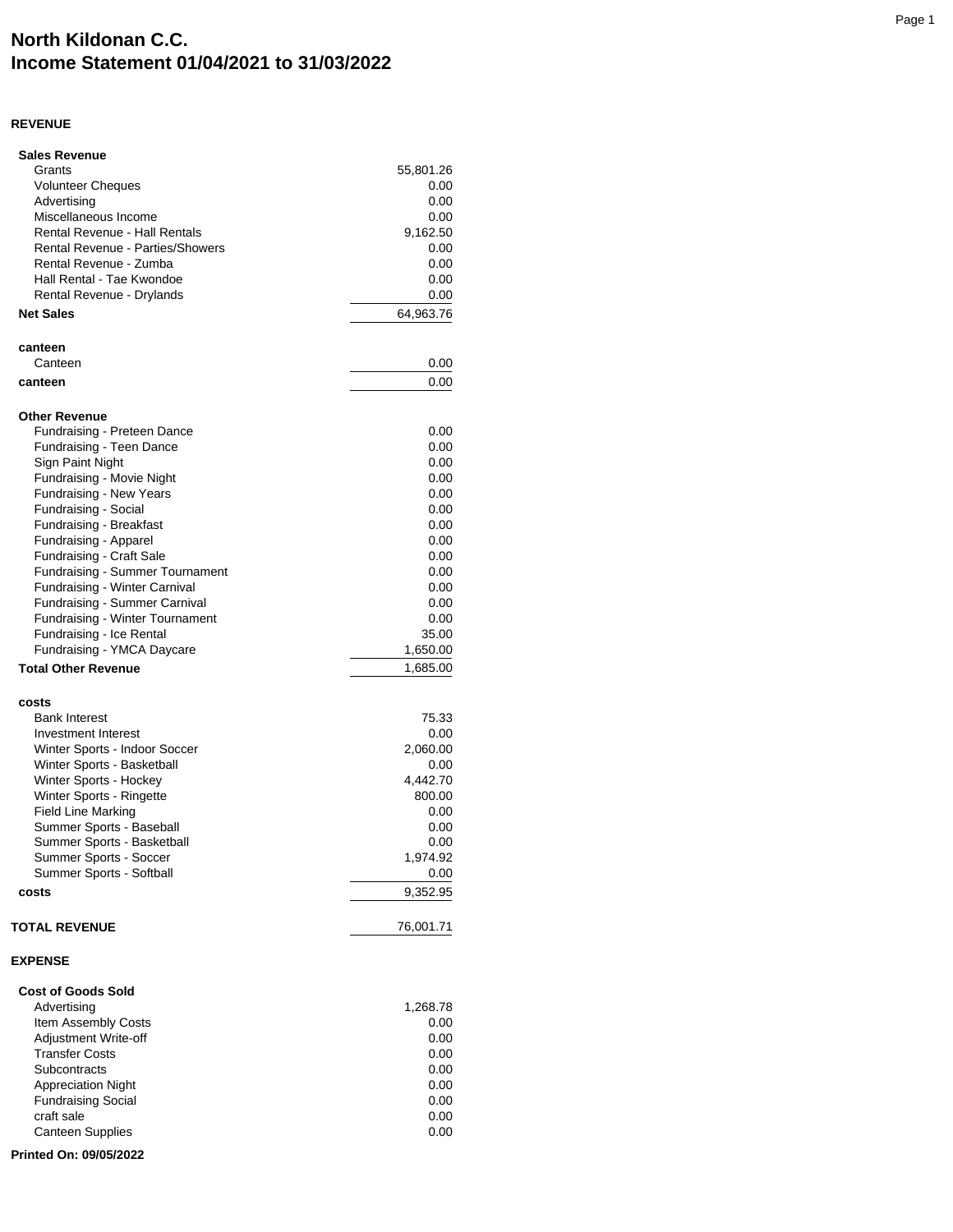# North Kildonan C.C.
# Income Statement 01/04/2021 to 31/03/2022

## REVENUE

| | |
|---|---:|
| **Sales Revenue** | |
| Grants | 55,801.26 |
| Volunteer Cheques | 0.00 |
| Advertising | 0.00 |
| Miscellaneous Income | 0.00 |
| Rental Revenue - Hall Rentals | 9,162.50 |
| Rental Revenue - Parties/Showers | 0.00 |
| Rental Revenue - Zumba | 0.00 |
| Hall Rental - Tae Kwondoe | 0.00 |
| Rental Revenue - Drylands | 0.00 |
| **Net Sales** | 64,963.76 |
| | |
| **canteen** | |
| Canteen | 0.00 |
| **canteen** | 0.00 |
| | |
| **Other Revenue** | |
| Fundraising - Preteen Dance | 0.00 |
| Fundraising - Teen Dance | 0.00 |
| Sign Paint Night | 0.00 |
| Fundraising - Movie Night | 0.00 |
| Fundraising - New Years | 0.00 |
| Fundraising - Social | 0.00 |
| Fundraising - Breakfast | 0.00 |
| Fundraising - Apparel | 0.00 |
| Fundraising - Craft Sale | 0.00 |
| Fundraising - Summer Tournament | 0.00 |
| Fundraising - Winter Carnival | 0.00 |
| Fundraising - Summer Carnival | 0.00 |
| Fundraising - Winter Tournament | 0.00 |
| Fundraising - Ice Rental | 35.00 |
| Fundraising - YMCA Daycare | 1,650.00 |
| **Total Other Revenue** | 1,685.00 |
| | |
| **costs** | |
| Bank Interest | 75.33 |
| Investment Interest | 0.00 |
| Winter Sports - Indoor Soccer | 2,060.00 |
| Winter Sports - Basketball | 0.00 |
| Winter Sports - Hockey | 4,442.70 |
| Winter Sports - Ringette | 800.00 |
| Field Line Marking | 0.00 |
| Summer Sports - Baseball | 0.00 |
| Summer Sports - Basketball | 0.00 |
| Summer Sports - Soccer | 1,974.92 |
| Summer Sports - Softball | 0.00 |
| **costs** | 9,352.95 |
| | |
| **TOTAL REVENUE** | 76,001.71 |

## EXPENSE

| | |
|---|---:|
| **Cost of Goods Sold** | |
| Advertising | 1,268.78 |
| Item Assembly Costs | 0.00 |
| Adjustment Write-off | 0.00 |
| Transfer Costs | 0.00 |
| Subcontracts | 0.00 |
| Appreciation Night | 0.00 |
| Fundraising Social | 0.00 |
| craft sale | 0.00 |
| Canteen Supplies | 0.00 |

**Printed On: 09/05/2022**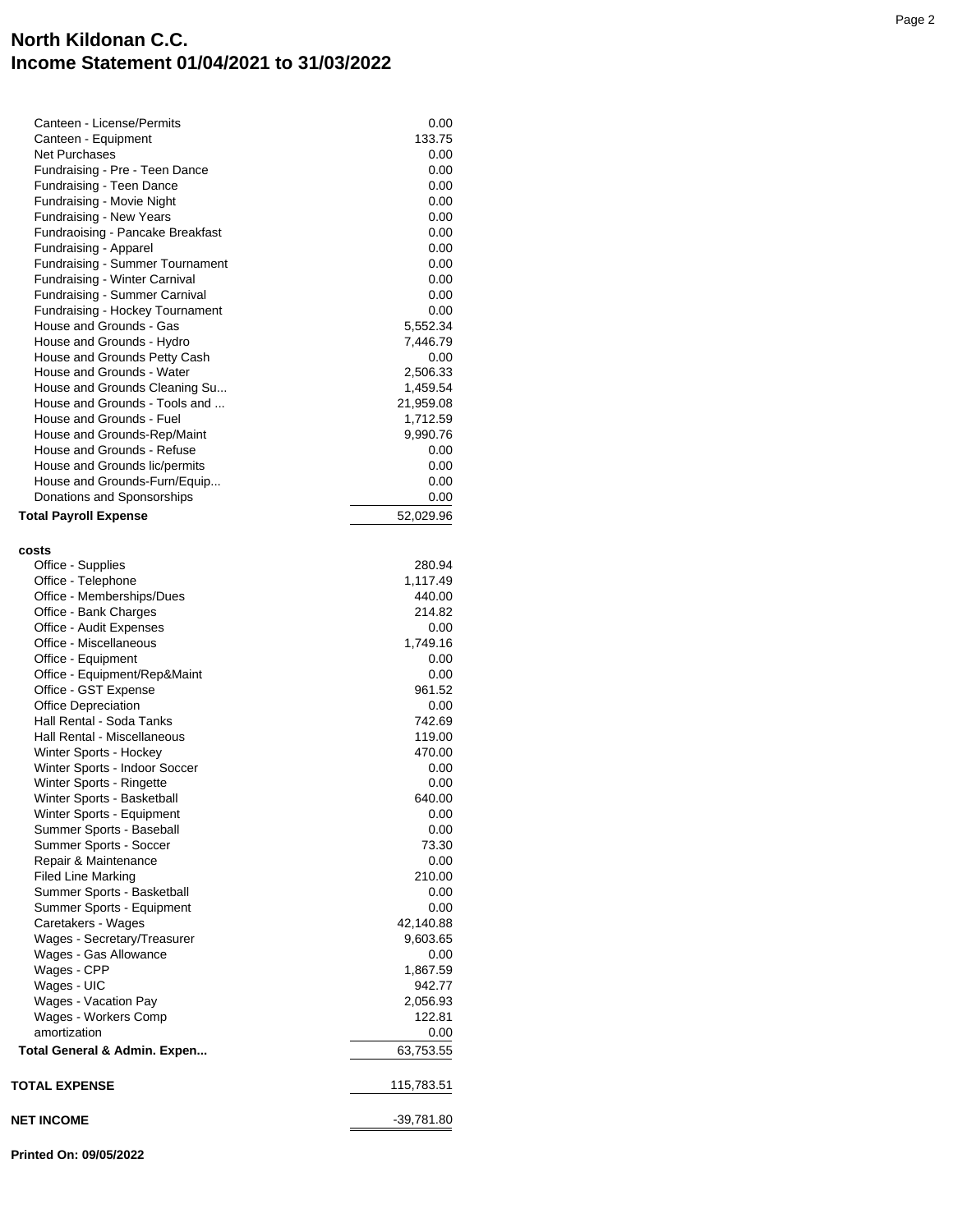# North Kildonan C.C.
## Income Statement 01/04/2021 to 31/03/2022

| | |
|---|---:|
| Canteen - License/Permits | 0.00 |
| Canteen - Equipment | 133.75 |
| Net Purchases | 0.00 |
| Fundraising - Pre - Teen Dance | 0.00 |
| Fundraising - Teen Dance | 0.00 |
| Fundraising - Movie Night | 0.00 |
| Fundraising - New Years | 0.00 |
| Fundraoising - Pancake Breakfast | 0.00 |
| Fundraising - Apparel | 0.00 |
| Fundraising - Summer Tournament | 0.00 |
| Fundraising - Winter Carnival | 0.00 |
| Fundraising - Summer Carnival | 0.00 |
| Fundraising - Hockey Tournament | 0.00 |
| House and Grounds - Gas | 5,552.34 |
| House and Grounds - Hydro | 7,446.79 |
| House and Grounds Petty Cash | 0.00 |
| House and Grounds - Water | 2,506.33 |
| House and Grounds Cleaning Su... | 1,459.54 |
| House and Grounds - Tools and ... | 21,959.08 |
| House and Grounds - Fuel | 1,712.59 |
| House and Grounds-Rep/Maint | 9,990.76 |
| House and Grounds - Refuse | 0.00 |
| House and Grounds lic/permits | 0.00 |
| House and Grounds-Furn/Equip... | 0.00 |
| Donations and Sponsorships | 0.00 |
| **Total Payroll Expense** | 52,029.96 |
| | |
| **costs** | |
| Office - Supplies | 280.94 |
| Office - Telephone | 1,117.49 |
| Office - Memberships/Dues | 440.00 |
| Office - Bank Charges | 214.82 |
| Office - Audit Expenses | 0.00 |
| Office - Miscellaneous | 1,749.16 |
| Office - Equipment | 0.00 |
| Office - Equipment/Rep&Maint | 0.00 |
| Office - GST Expense | 961.52 |
| Office Depreciation | 0.00 |
| Hall Rental - Soda Tanks | 742.69 |
| Hall Rental - Miscellaneous | 119.00 |
| Winter Sports - Hockey | 470.00 |
| Winter Sports - Indoor Soccer | 0.00 |
| Winter Sports - Ringette | 0.00 |
| Winter Sports - Basketball | 640.00 |
| Winter Sports - Equipment | 0.00 |
| Summer Sports - Baseball | 0.00 |
| Summer Sports - Soccer | 73.30 |
| Repair & Maintenance | 0.00 |
| Filed Line Marking | 210.00 |
| Summer Sports - Basketball | 0.00 |
| Summer Sports - Equipment | 0.00 |
| Caretakers - Wages | 42,140.88 |
| Wages - Secretary/Treasurer | 9,603.65 |
| Wages - Gas Allowance | 0.00 |
| Wages - CPP | 1,867.59 |
| Wages - UIC | 942.77 |
| Wages - Vacation Pay | 2,056.93 |
| Wages - Workers Comp | 122.81 |
| amortization | 0.00 |
| **Total General & Admin. Expen...** | 63,753.55 |
| | |
| **TOTAL EXPENSE** | 115,783.51 |
| | |
| **NET INCOME** | -39,781.80 |

**Printed On: 09/05/2022**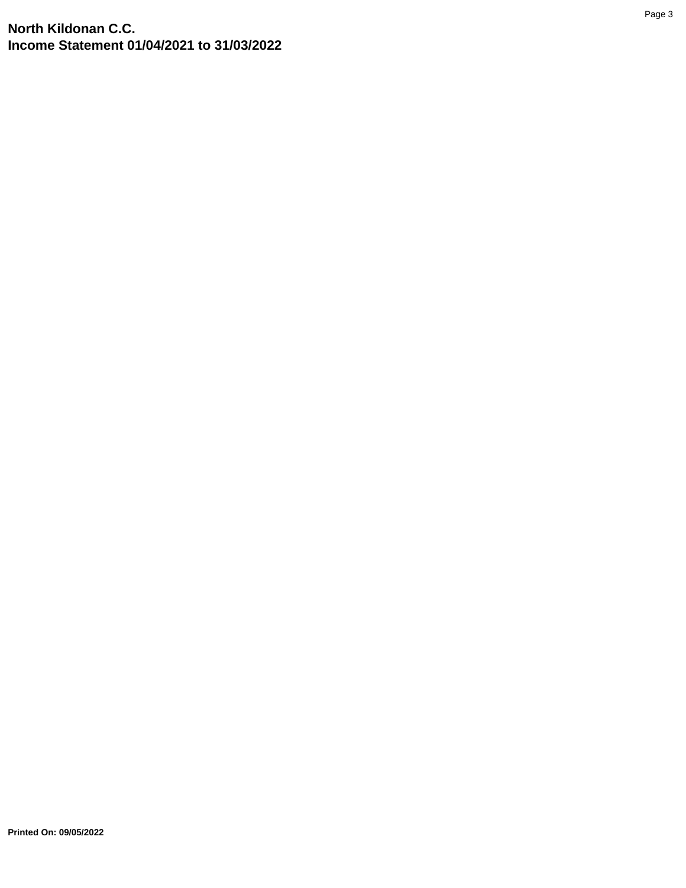**North Kildonan C.C.**
**Income Statement 01/04/2021 to 31/03/2022**

**Printed On: 09/05/2022**